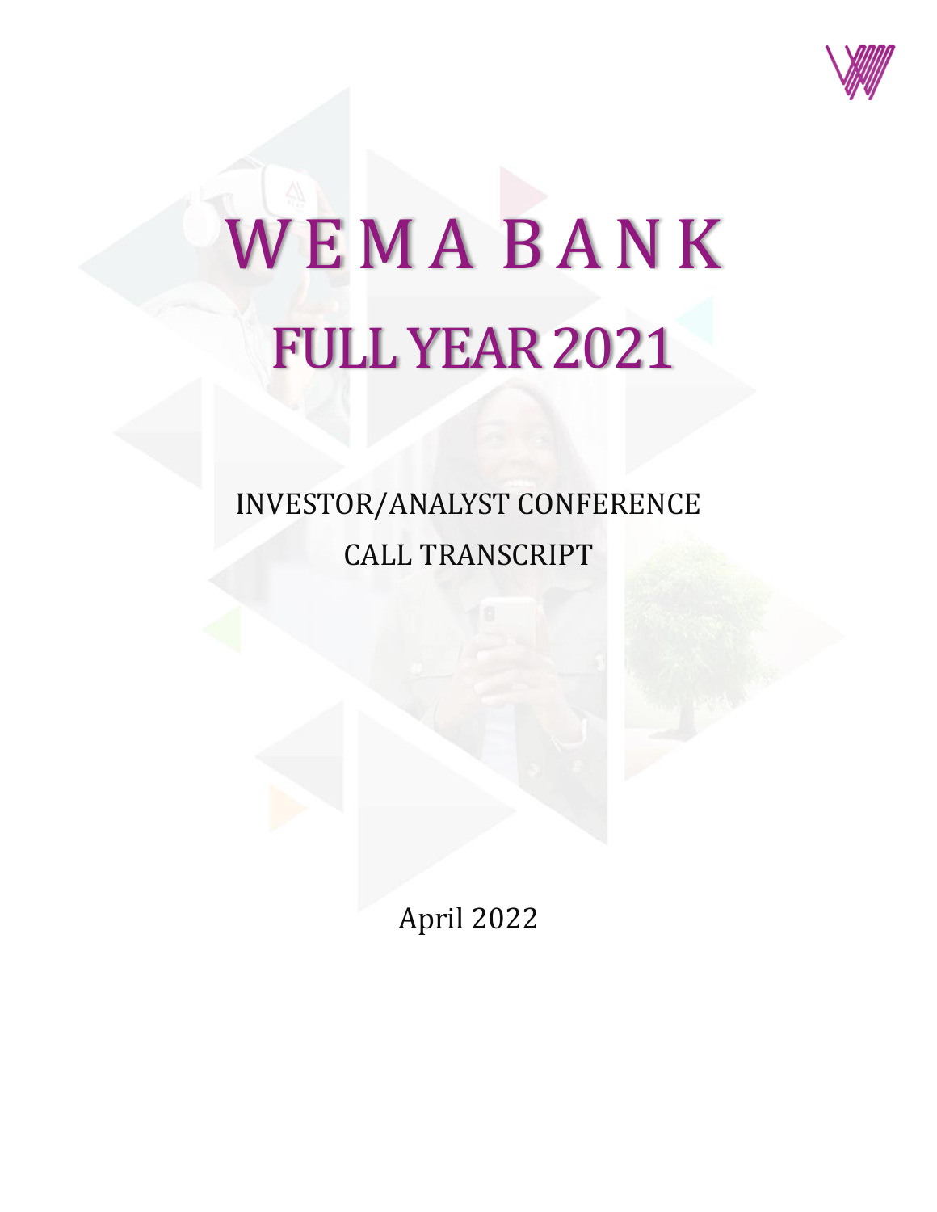# WEMA BANK

# FULL YEAR 2021

INVESTOR/ANALYST CONFERENCE CALL TRANSCRIPT

April 2022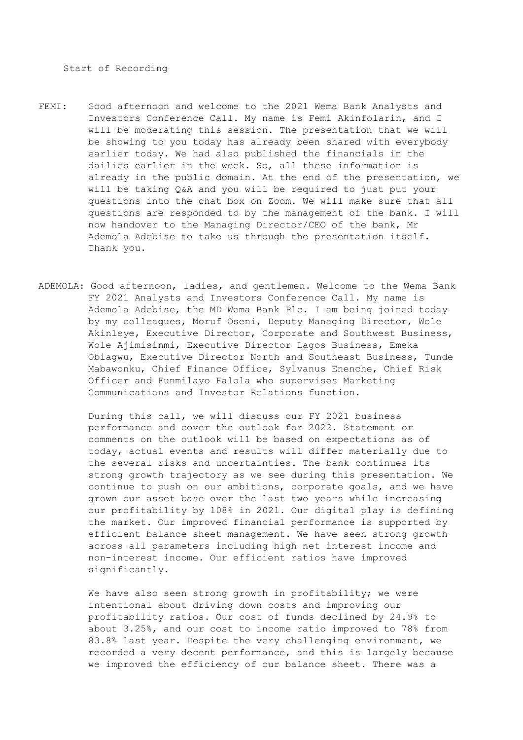Start of Recording

FEMI: Good afternoon and welcome to the 2021 Wema Bank Analysts and Investors Conference Call. My name is Femi Akinfolarin, and I will be moderating this session. The presentation that we will be showing to you today has already been shared with everybody earlier today. We had also published the financials in the dailies earlier in the week. So, all these information is already in the public domain. At the end of the presentation, we will be taking Q&A and you will be required to just put your questions into the chat box on Zoom. We will make sure that all questions are responded to by the management of the bank. I will now handover to the Managing Director/CEO of the bank, Mr Ademola Adebise to take us through the presentation itself. Thank you.

ADEMOLA: Good afternoon, ladies, and gentlemen. Welcome to the Wema Bank FY 2021 Analysts and Investors Conference Call. My name is Ademola Adebise, the MD Wema Bank Plc. I am being joined today by my colleagues, Moruf Oseni, Deputy Managing Director, Wole Akinleye, Executive Director, Corporate and Southwest Business, Wole Ajimisinmi, Executive Director Lagos Business, Emeka Obiagwu, Executive Director North and Southeast Business, Tunde Mabawonku, Chief Finance Office, Sylvanus Enenche, Chief Risk Officer and Funmilayo Falola who supervises Marketing Communications and Investor Relations function.

During this call, we will discuss our FY 2021 business performance and cover the outlook for 2022. Statement or comments on the outlook will be based on expectations as of today, actual events and results will differ materially due to the several risks and uncertainties. The bank continues its strong growth trajectory as we see during this presentation. We continue to push on our ambitions, corporate goals, and we have grown our asset base over the last two years while increasing our profitability by 108% in 2021. Our digital play is defining the market. Our improved financial performance is supported by efficient balance sheet management. We have seen strong growth across all parameters including high net interest income and non-interest income. Our efficient ratios have improved significantly.

We have also seen strong growth in profitability; we were intentional about driving down costs and improving our profitability ratios. Our cost of funds declined by 24.9% to about 3.25%, and our cost to income ratio improved to 78% from 83.8% last year. Despite the very challenging environment, we recorded a very decent performance, and this is largely because we improved the efficiency of our balance sheet. There was a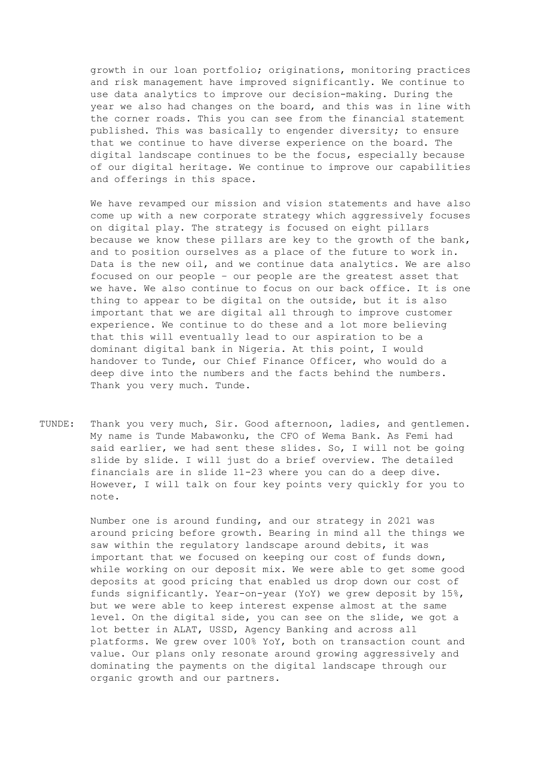growth in our loan portfolio; originations, monitoring practices and risk management have improved significantly. We continue to use data analytics to improve our decision-making. During the year we also had changes on the board, and this was in line with the corner roads. This you can see from the financial statement published. This was basically to engender diversity; to ensure that we continue to have diverse experience on the board. The digital landscape continues to be the focus, especially because of our digital heritage. We continue to improve our capabilities and offerings in this space.

We have revamped our mission and vision statements and have also come up with a new corporate strategy which aggressively focuses on digital play. The strategy is focused on eight pillars because we know these pillars are key to the growth of the bank, and to position ourselves as a place of the future to work in. Data is the new oil, and we continue data analytics. We are also focused on our people – our people are the greatest asset that we have. We also continue to focus on our back office. It is one thing to appear to be digital on the outside, but it is also important that we are digital all through to improve customer experience. We continue to do these and a lot more believing that this will eventually lead to our aspiration to be a dominant digital bank in Nigeria. At this point, I would handover to Tunde, our Chief Finance Officer, who would do a deep dive into the numbers and the facts behind the numbers. Thank you very much. Tunde.

TUNDE: Thank you very much, Sir. Good afternoon, ladies, and gentlemen. My name is Tunde Mabawonku, the CFO of Wema Bank. As Femi had said earlier, we had sent these slides. So, I will not be going slide by slide. I will just do a brief overview. The detailed financials are in slide 11-23 where you can do a deep dive. However, I will talk on four key points very quickly for you to note.

Number one is around funding, and our strategy in 2021 was around pricing before growth. Bearing in mind all the things we saw within the regulatory landscape around debits, it was important that we focused on keeping our cost of funds down, while working on our deposit mix. We were able to get some good deposits at good pricing that enabled us drop down our cost of funds significantly. Year-on-year (YoY) we grew deposit by 15%, but we were able to keep interest expense almost at the same level. On the digital side, you can see on the slide, we got a lot better in ALAT, USSD, Agency Banking and across all platforms. We grew over 100% YoY, both on transaction count and value. Our plans only resonate around growing aggressively and dominating the payments on the digital landscape through our organic growth and our partners.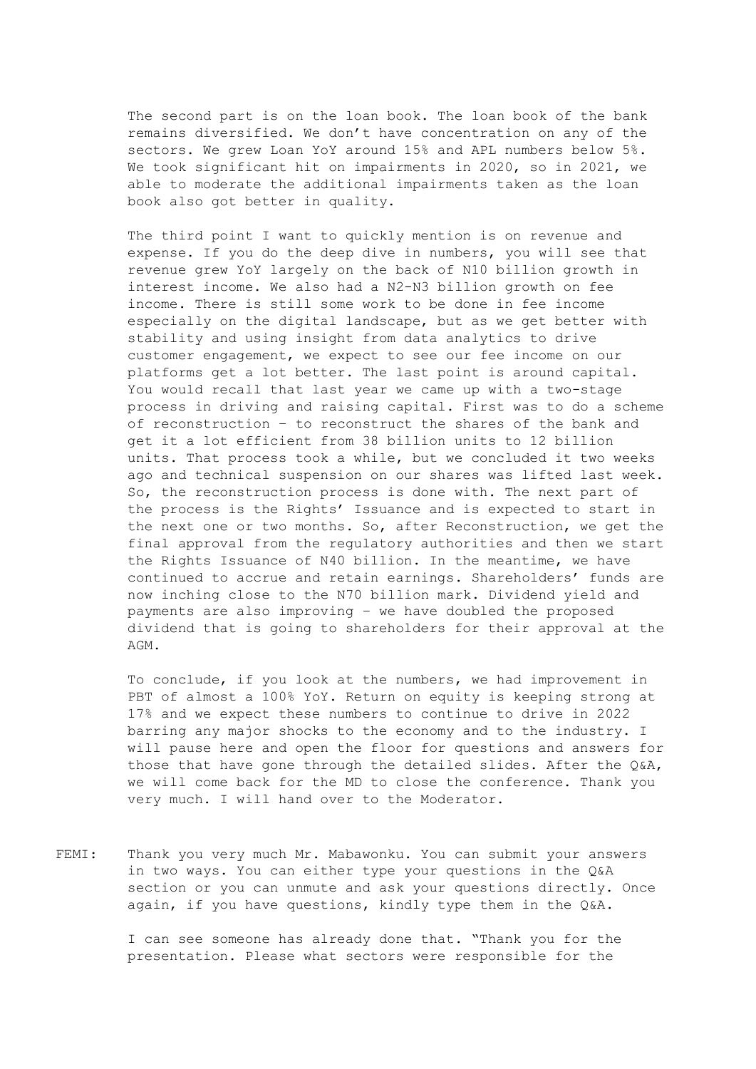The second part is on the loan book. The loan book of the bank remains diversified. We don't have concentration on any of the sectors. We grew Loan YoY around 15% and APL numbers below 5%. We took significant hit on impairments in 2020, so in 2021, we able to moderate the additional impairments taken as the loan book also got better in quality.

The third point I want to quickly mention is on revenue and expense. If you do the deep dive in numbers, you will see that revenue grew YoY largely on the back of N10 billion growth in interest income. We also had a N2-N3 billion growth on fee income. There is still some work to be done in fee income especially on the digital landscape, but as we get better with stability and using insight from data analytics to drive customer engagement, we expect to see our fee income on our platforms get a lot better. The last point is around capital. You would recall that last year we came up with a two-stage process in driving and raising capital. First was to do a scheme of reconstruction – to reconstruct the shares of the bank and get it a lot efficient from 38 billion units to 12 billion units. That process took a while, but we concluded it two weeks ago and technical suspension on our shares was lifted last week. So, the reconstruction process is done with. The next part of the process is the Rights' Issuance and is expected to start in the next one or two months. So, after Reconstruction, we get the final approval from the regulatory authorities and then we start the Rights Issuance of N40 billion. In the meantime, we have continued to accrue and retain earnings. Shareholders' funds are now inching close to the N70 billion mark. Dividend yield and payments are also improving – we have doubled the proposed dividend that is going to shareholders for their approval at the AGM.

To conclude, if you look at the numbers, we had improvement in PBT of almost a 100% YoY. Return on equity is keeping strong at 17% and we expect these numbers to continue to drive in 2022 barring any major shocks to the economy and to the industry. I will pause here and open the floor for questions and answers for those that have gone through the detailed slides. After the Q&A, we will come back for the MD to close the conference. Thank you very much. I will hand over to the Moderator.

FEMI: Thank you very much Mr. Mabawonku. You can submit your answers in two ways. You can either type your questions in the Q&A section or you can unmute and ask your questions directly. Once again, if you have questions, kindly type them in the Q&A.

I can see someone has already done that. "Thank you for the presentation. Please what sectors were responsible for the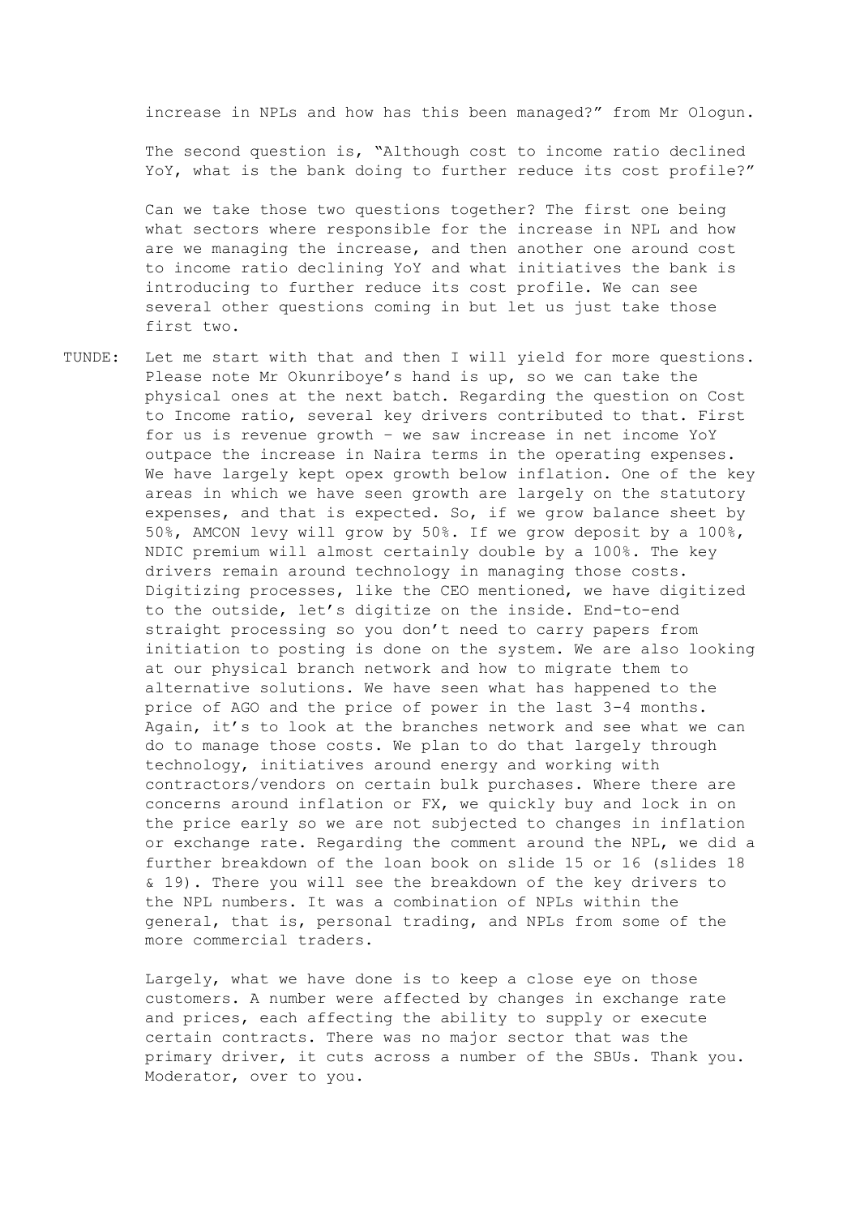increase in NPLs and how has this been managed?" from Mr Ologun.

The second question is, "Although cost to income ratio declined YoY, what is the bank doing to further reduce its cost profile?"

Can we take those two questions together? The first one being what sectors where responsible for the increase in NPL and how are we managing the increase, and then another one around cost to income ratio declining YoY and what initiatives the bank is introducing to further reduce its cost profile. We can see several other questions coming in but let us just take those first two.

TUNDE: Let me start with that and then I will yield for more questions. Please note Mr Okunriboye's hand is up, so we can take the physical ones at the next batch. Regarding the question on Cost to Income ratio, several key drivers contributed to that. First for us is revenue growth – we saw increase in net income YoY outpace the increase in Naira terms in the operating expenses. We have largely kept opex growth below inflation. One of the key areas in which we have seen growth are largely on the statutory expenses, and that is expected. So, if we grow balance sheet by 50%, AMCON levy will grow by 50%. If we grow deposit by a 100%, NDIC premium will almost certainly double by a 100%. The key drivers remain around technology in managing those costs. Digitizing processes, like the CEO mentioned, we have digitized to the outside, let's digitize on the inside. End-to-end straight processing so you don't need to carry papers from initiation to posting is done on the system. We are also looking at our physical branch network and how to migrate them to alternative solutions. We have seen what has happened to the price of AGO and the price of power in the last 3-4 months. Again, it's to look at the branches network and see what we can do to manage those costs. We plan to do that largely through technology, initiatives around energy and working with contractors/vendors on certain bulk purchases. Where there are concerns around inflation or FX, we quickly buy and lock in on the price early so we are not subjected to changes in inflation or exchange rate. Regarding the comment around the NPL, we did a further breakdown of the loan book on slide 15 or 16 (slides 18 & 19). There you will see the breakdown of the key drivers to the NPL numbers. It was a combination of NPLs within the general, that is, personal trading, and NPLs from some of the more commercial traders.

Largely, what we have done is to keep a close eye on those customers. A number were affected by changes in exchange rate and prices, each affecting the ability to supply or execute certain contracts. There was no major sector that was the primary driver, it cuts across a number of the SBUs. Thank you. Moderator, over to you.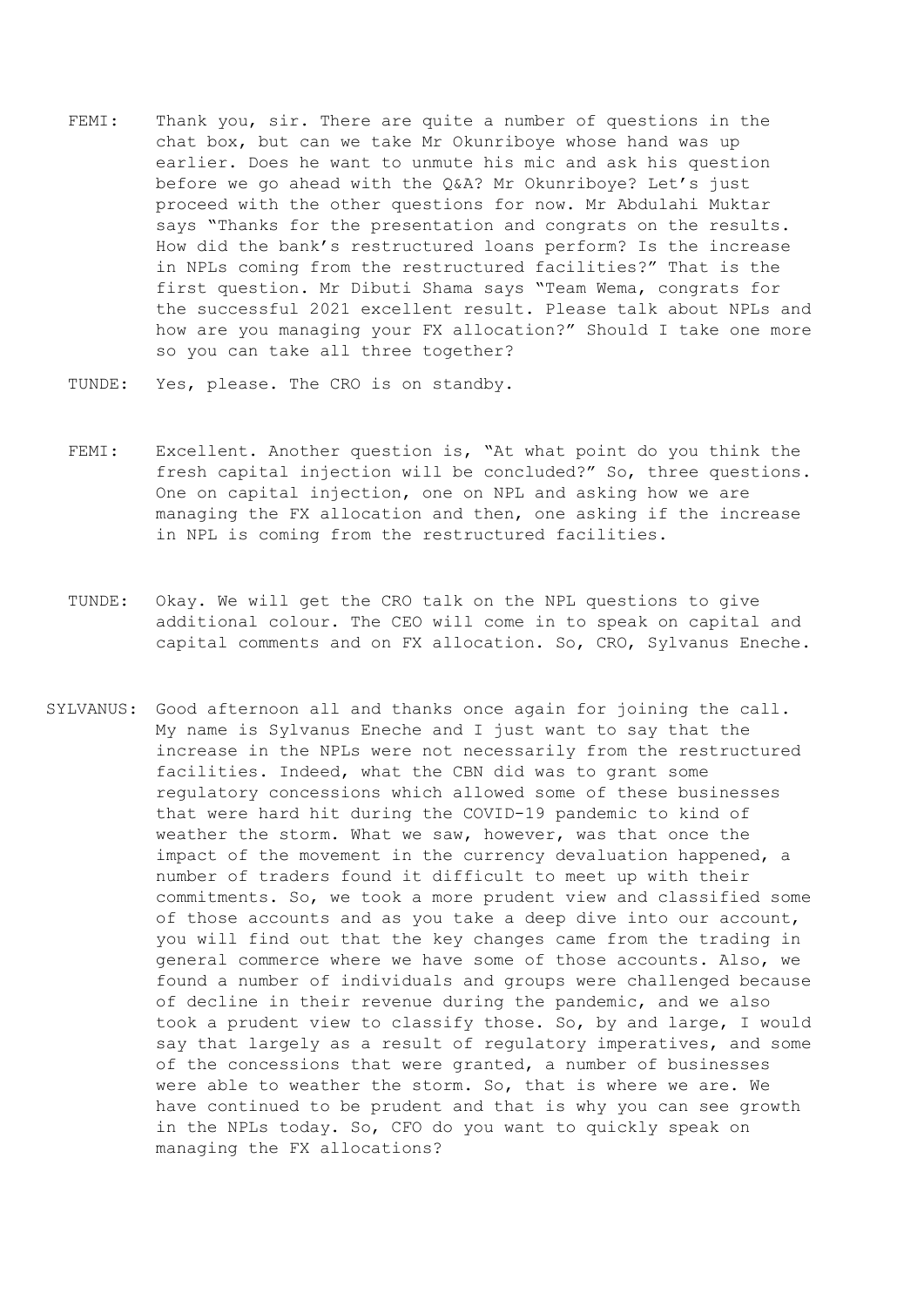FEMI: Thank you, sir. There are quite a number of questions in the chat box, but can we take Mr Okunriboye whose hand was up earlier. Does he want to unmute his mic and ask his question before we go ahead with the Q&A? Mr Okunriboye? Let's just proceed with the other questions for now. Mr Abdulahi Muktar says "Thanks for the presentation and congrats on the results. How did the bank's restructured loans perform? Is the increase in NPLs coming from the restructured facilities?" That is the first question. Mr Dibuti Shama says "Team Wema, congrats for the successful 2021 excellent result. Please talk about NPLs and how are you managing your FX allocation?" Should I take one more so you can take all three together?

TUNDE: Yes, please. The CRO is on standby.

FEMI: Excellent. Another question is, "At what point do you think the fresh capital injection will be concluded?" So, three questions. One on capital injection, one on NPL and asking how we are managing the FX allocation and then, one asking if the increase in NPL is coming from the restructured facilities.

TUNDE: Okay. We will get the CRO talk on the NPL questions to give additional colour. The CEO will come in to speak on capital and capital comments and on FX allocation. So, CRO, Sylvanus Eneche.

SYLVANUS: Good afternoon all and thanks once again for joining the call. My name is Sylvanus Eneche and I just want to say that the increase in the NPLs were not necessarily from the restructured facilities. Indeed, what the CBN did was to grant some regulatory concessions which allowed some of these businesses that were hard hit during the COVID-19 pandemic to kind of weather the storm. What we saw, however, was that once the impact of the movement in the currency devaluation happened, a number of traders found it difficult to meet up with their commitments. So, we took a more prudent view and classified some of those accounts and as you take a deep dive into our account, you will find out that the key changes came from the trading in general commerce where we have some of those accounts. Also, we found a number of individuals and groups were challenged because of decline in their revenue during the pandemic, and we also took a prudent view to classify those. So, by and large, I would say that largely as a result of regulatory imperatives, and some of the concessions that were granted, a number of businesses were able to weather the storm. So, that is where we are. We have continued to be prudent and that is why you can see growth in the NPLs today. So, CFO do you want to quickly speak on managing the FX allocations?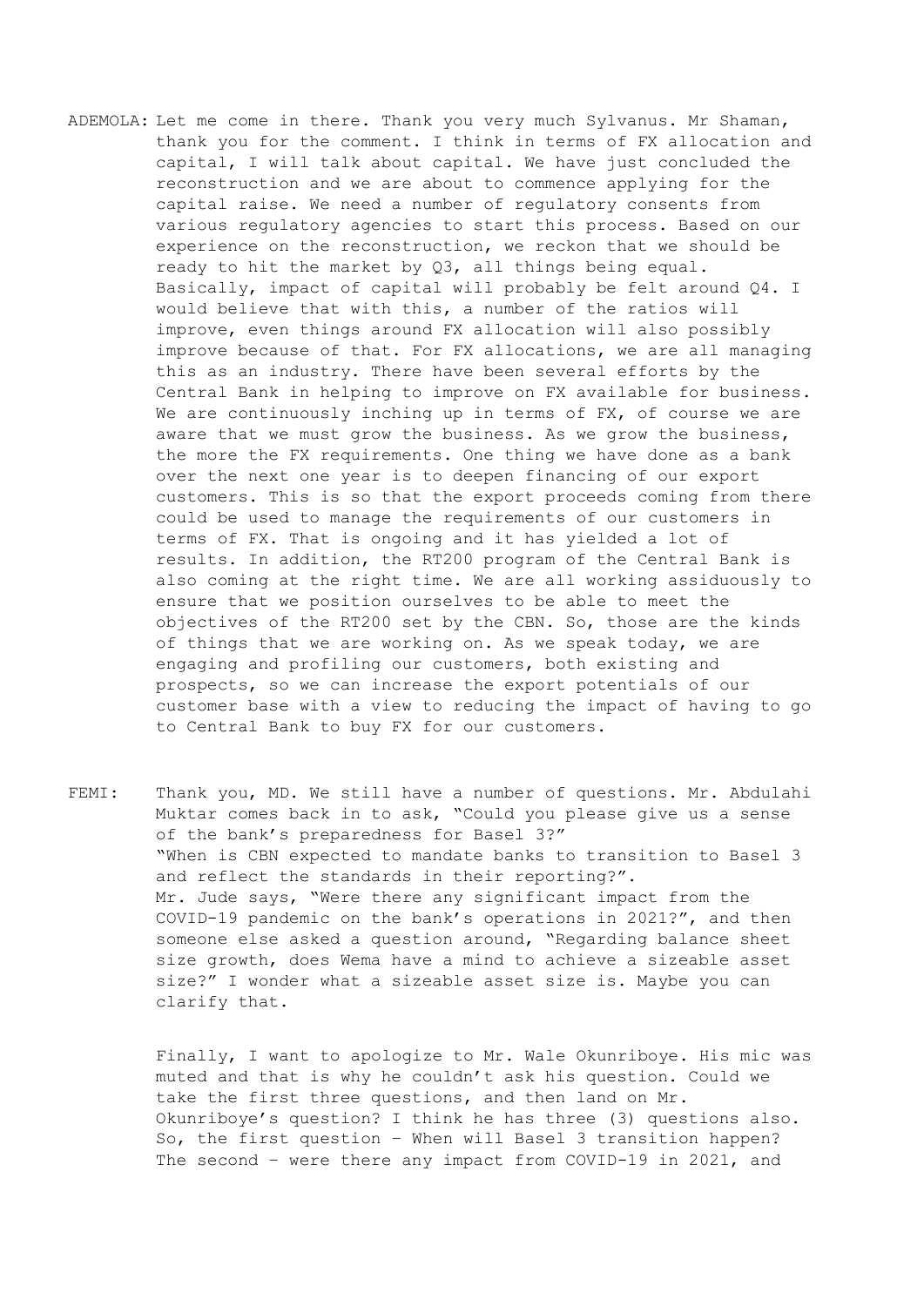ADEMOLA: Let me come in there. Thank you very much Sylvanus. Mr Shaman, thank you for the comment. I think in terms of FX allocation and capital, I will talk about capital. We have just concluded the reconstruction and we are about to commence applying for the capital raise. We need a number of regulatory consents from various regulatory agencies to start this process. Based on our experience on the reconstruction, we reckon that we should be ready to hit the market by Q3, all things being equal. Basically, impact of capital will probably be felt around Q4. I would believe that with this, a number of the ratios will improve, even things around FX allocation will also possibly improve because of that. For FX allocations, we are all managing this as an industry. There have been several efforts by the Central Bank in helping to improve on FX available for business. We are continuously inching up in terms of FX, of course we are aware that we must grow the business. As we grow the business, the more the FX requirements. One thing we have done as a bank over the next one year is to deepen financing of our export customers. This is so that the export proceeds coming from there could be used to manage the requirements of our customers in terms of FX. That is ongoing and it has yielded a lot of results. In addition, the RT200 program of the Central Bank is also coming at the right time. We are all working assiduously to ensure that we position ourselves to be able to meet the objectives of the RT200 set by the CBN. So, those are the kinds of things that we are working on. As we speak today, we are engaging and profiling our customers, both existing and prospects, so we can increase the export potentials of our customer base with a view to reducing the impact of having to go to Central Bank to buy FX for our customers.

FEMI: Thank you, MD. We still have a number of questions. Mr. Abdulahi Muktar comes back in to ask, "Could you please give us a sense of the bank's preparedness for Basel 3?"
"When is CBN expected to mandate banks to transition to Basel 3 and reflect the standards in their reporting?".
Mr. Jude says, "Were there any significant impact from the COVID-19 pandemic on the bank's operations in 2021?", and then someone else asked a question around, "Regarding balance sheet size growth, does Wema have a mind to achieve a sizeable asset size?" I wonder what a sizeable asset size is. Maybe you can clarify that.

Finally, I want to apologize to Mr. Wale Okunriboye. His mic was muted and that is why he couldn't ask his question. Could we take the first three questions, and then land on Mr. Okunriboye's question? I think he has three (3) questions also. So, the first question – When will Basel 3 transition happen? The second – were there any impact from COVID-19 in 2021, and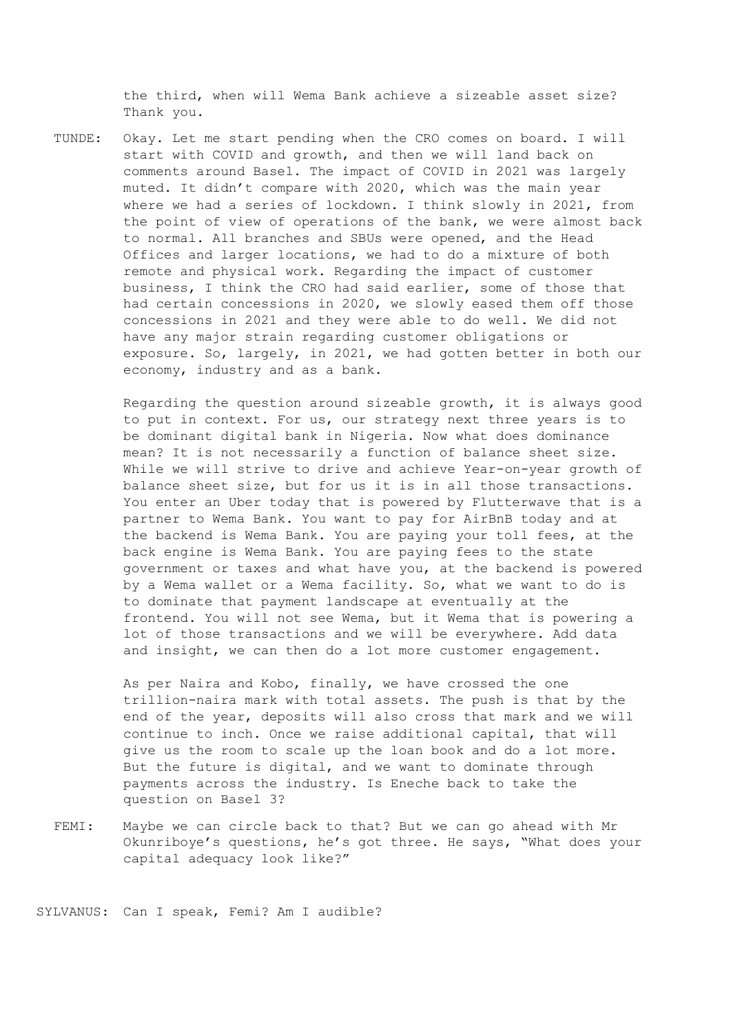the third, when will Wema Bank achieve a sizeable asset size? Thank you.

TUNDE: Okay. Let me start pending when the CRO comes on board. I will start with COVID and growth, and then we will land back on comments around Basel. The impact of COVID in 2021 was largely muted. It didn't compare with 2020, which was the main year where we had a series of lockdown. I think slowly in 2021, from the point of view of operations of the bank, we were almost back to normal. All branches and SBUs were opened, and the Head Offices and larger locations, we had to do a mixture of both remote and physical work. Regarding the impact of customer business, I think the CRO had said earlier, some of those that had certain concessions in 2020, we slowly eased them off those concessions in 2021 and they were able to do well. We did not have any major strain regarding customer obligations or exposure. So, largely, in 2021, we had gotten better in both our economy, industry and as a bank.

Regarding the question around sizeable growth, it is always good to put in context. For us, our strategy next three years is to be dominant digital bank in Nigeria. Now what does dominance mean? It is not necessarily a function of balance sheet size. While we will strive to drive and achieve Year-on-year growth of balance sheet size, but for us it is in all those transactions. You enter an Uber today that is powered by Flutterwave that is a partner to Wema Bank. You want to pay for AirBnB today and at the backend is Wema Bank. You are paying your toll fees, at the back engine is Wema Bank. You are paying fees to the state government or taxes and what have you, at the backend is powered by a Wema wallet or a Wema facility. So, what we want to do is to dominate that payment landscape at eventually at the frontend. You will not see Wema, but it Wema that is powering a lot of those transactions and we will be everywhere. Add data and insight, we can then do a lot more customer engagement.

As per Naira and Kobo, finally, we have crossed the one trillion-naira mark with total assets. The push is that by the end of the year, deposits will also cross that mark and we will continue to inch. Once we raise additional capital, that will give us the room to scale up the loan book and do a lot more. But the future is digital, and we want to dominate through payments across the industry. Is Eneche back to take the question on Basel 3?

FEMI: Maybe we can circle back to that? But we can go ahead with Mr Okunriboye's questions, he's got three. He says, "What does your capital adequacy look like?"

SYLVANUS: Can I speak, Femi? Am I audible?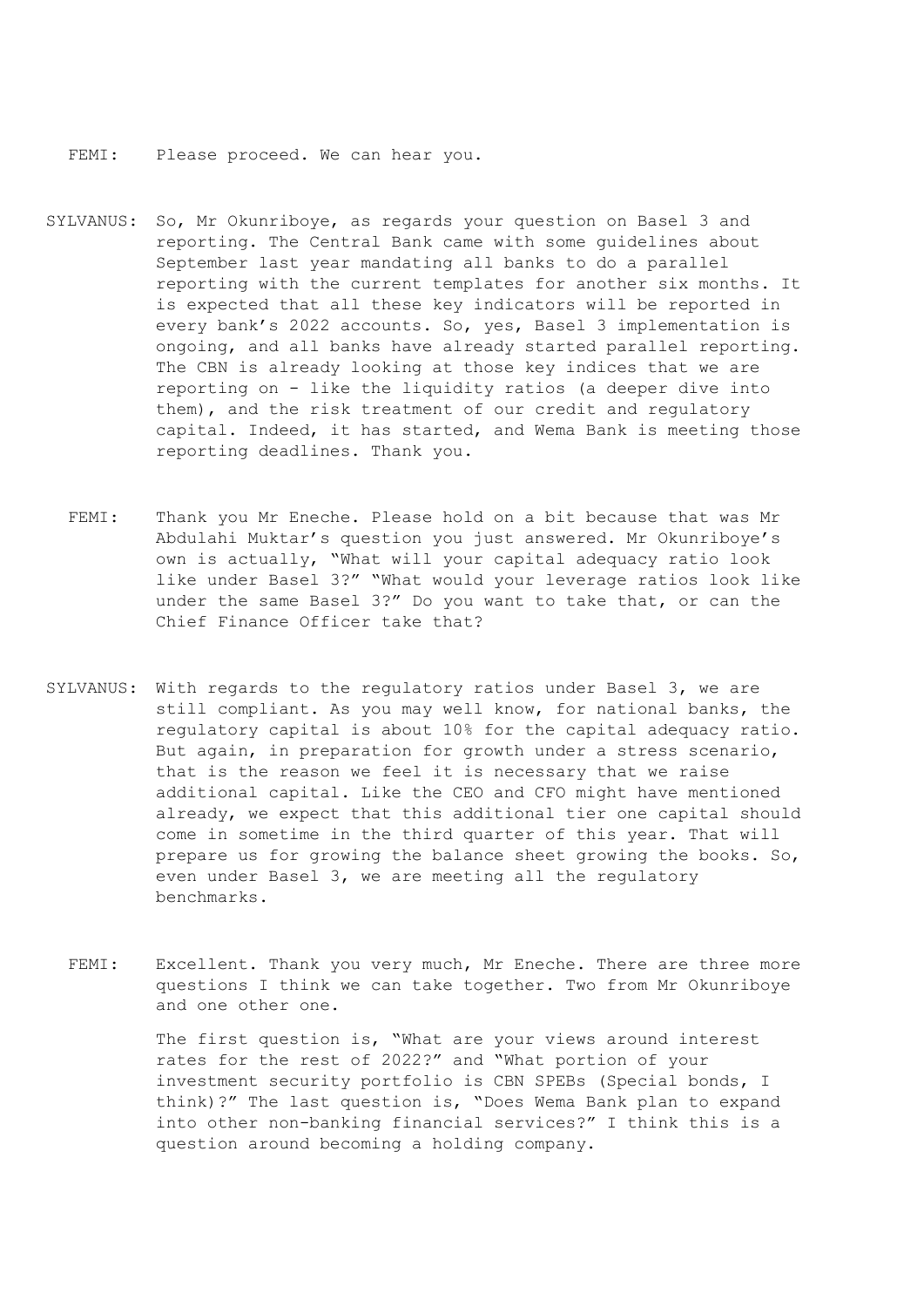FEMI: Please proceed. We can hear you.

SYLVANUS: So, Mr Okunriboye, as regards your question on Basel 3 and reporting. The Central Bank came with some guidelines about September last year mandating all banks to do a parallel reporting with the current templates for another six months. It is expected that all these key indicators will be reported in every bank's 2022 accounts. So, yes, Basel 3 implementation is ongoing, and all banks have already started parallel reporting. The CBN is already looking at those key indices that we are reporting on - like the liquidity ratios (a deeper dive into them), and the risk treatment of our credit and regulatory capital. Indeed, it has started, and Wema Bank is meeting those reporting deadlines. Thank you.

FEMI: Thank you Mr Eneche. Please hold on a bit because that was Mr Abdulahi Muktar's question you just answered. Mr Okunriboye's own is actually, "What will your capital adequacy ratio look like under Basel 3?" "What would your leverage ratios look like under the same Basel 3?" Do you want to take that, or can the Chief Finance Officer take that?

SYLVANUS: With regards to the regulatory ratios under Basel 3, we are still compliant. As you may well know, for national banks, the regulatory capital is about 10% for the capital adequacy ratio. But again, in preparation for growth under a stress scenario, that is the reason we feel it is necessary that we raise additional capital. Like the CEO and CFO might have mentioned already, we expect that this additional tier one capital should come in sometime in the third quarter of this year. That will prepare us for growing the balance sheet growing the books. So, even under Basel 3, we are meeting all the regulatory benchmarks.

FEMI: Excellent. Thank you very much, Mr Eneche. There are three more questions I think we can take together. Two from Mr Okunriboye and one other one.

The first question is, "What are your views around interest rates for the rest of 2022?" and "What portion of your investment security portfolio is CBN SPEBs (Special bonds, I think)?" The last question is, "Does Wema Bank plan to expand into other non-banking financial services?" I think this is a question around becoming a holding company.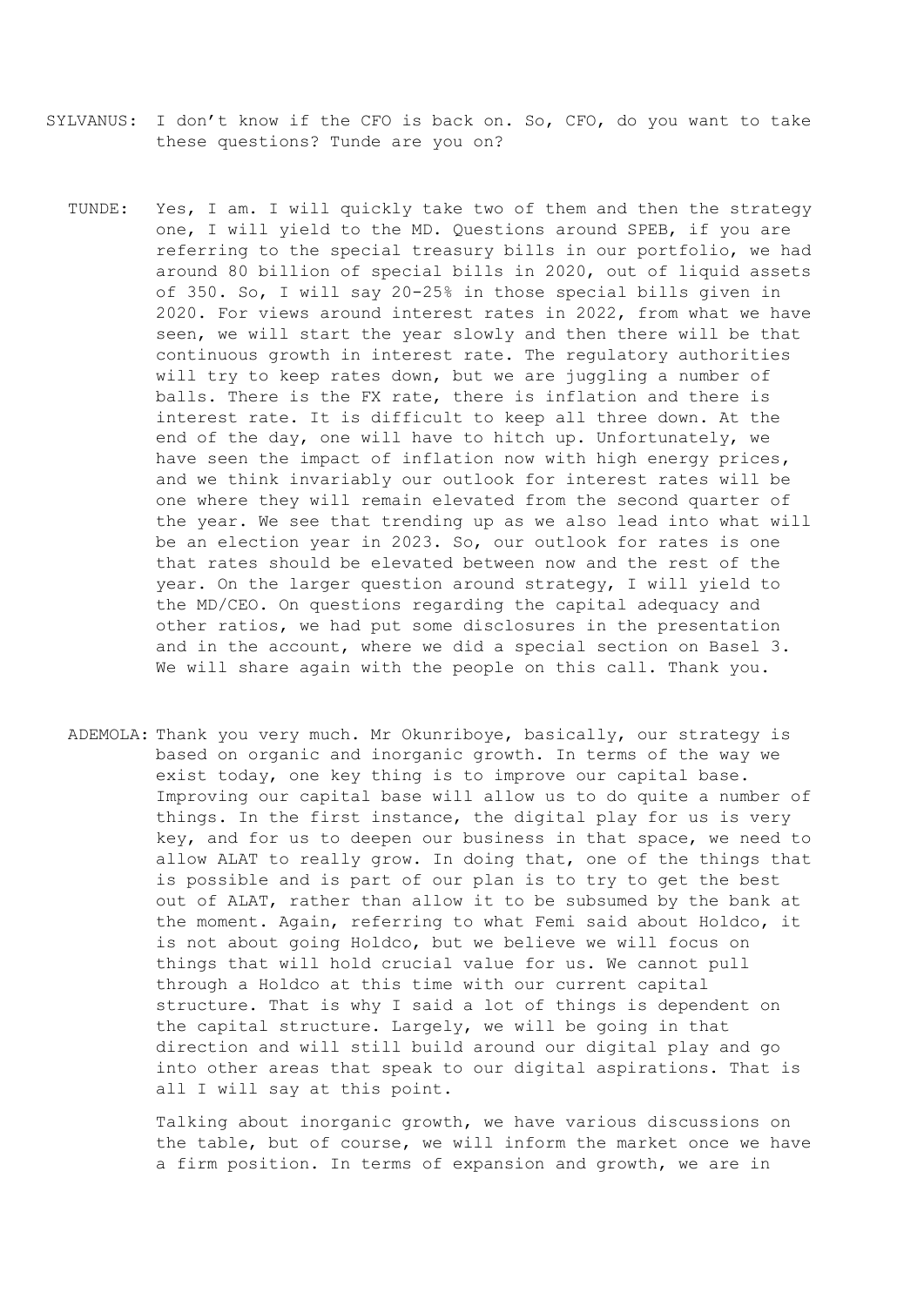SYLVANUS: I don't know if the CFO is back on. So, CFO, do you want to take these questions? Tunde are you on?

TUNDE: Yes, I am. I will quickly take two of them and then the strategy one, I will yield to the MD. Questions around SPEB, if you are referring to the special treasury bills in our portfolio, we had around 80 billion of special bills in 2020, out of liquid assets of 350. So, I will say 20-25% in those special bills given in 2020. For views around interest rates in 2022, from what we have seen, we will start the year slowly and then there will be that continuous growth in interest rate. The regulatory authorities will try to keep rates down, but we are juggling a number of balls. There is the FX rate, there is inflation and there is interest rate. It is difficult to keep all three down. At the end of the day, one will have to hitch up. Unfortunately, we have seen the impact of inflation now with high energy prices, and we think invariably our outlook for interest rates will be one where they will remain elevated from the second quarter of the year. We see that trending up as we also lead into what will be an election year in 2023. So, our outlook for rates is one that rates should be elevated between now and the rest of the year. On the larger question around strategy, I will yield to the MD/CEO. On questions regarding the capital adequacy and other ratios, we had put some disclosures in the presentation and in the account, where we did a special section on Basel 3. We will share again with the people on this call. Thank you.

ADEMOLA: Thank you very much. Mr Okunriboye, basically, our strategy is based on organic and inorganic growth. In terms of the way we exist today, one key thing is to improve our capital base. Improving our capital base will allow us to do quite a number of things. In the first instance, the digital play for us is very key, and for us to deepen our business in that space, we need to allow ALAT to really grow. In doing that, one of the things that is possible and is part of our plan is to try to get the best out of ALAT, rather than allow it to be subsumed by the bank at the moment. Again, referring to what Femi said about Holdco, it is not about going Holdco, but we believe we will focus on things that will hold crucial value for us. We cannot pull through a Holdco at this time with our current capital structure. That is why I said a lot of things is dependent on the capital structure. Largely, we will be going in that direction and will still build around our digital play and go into other areas that speak to our digital aspirations. That is all I will say at this point.

Talking about inorganic growth, we have various discussions on the table, but of course, we will inform the market once we have a firm position. In terms of expansion and growth, we are in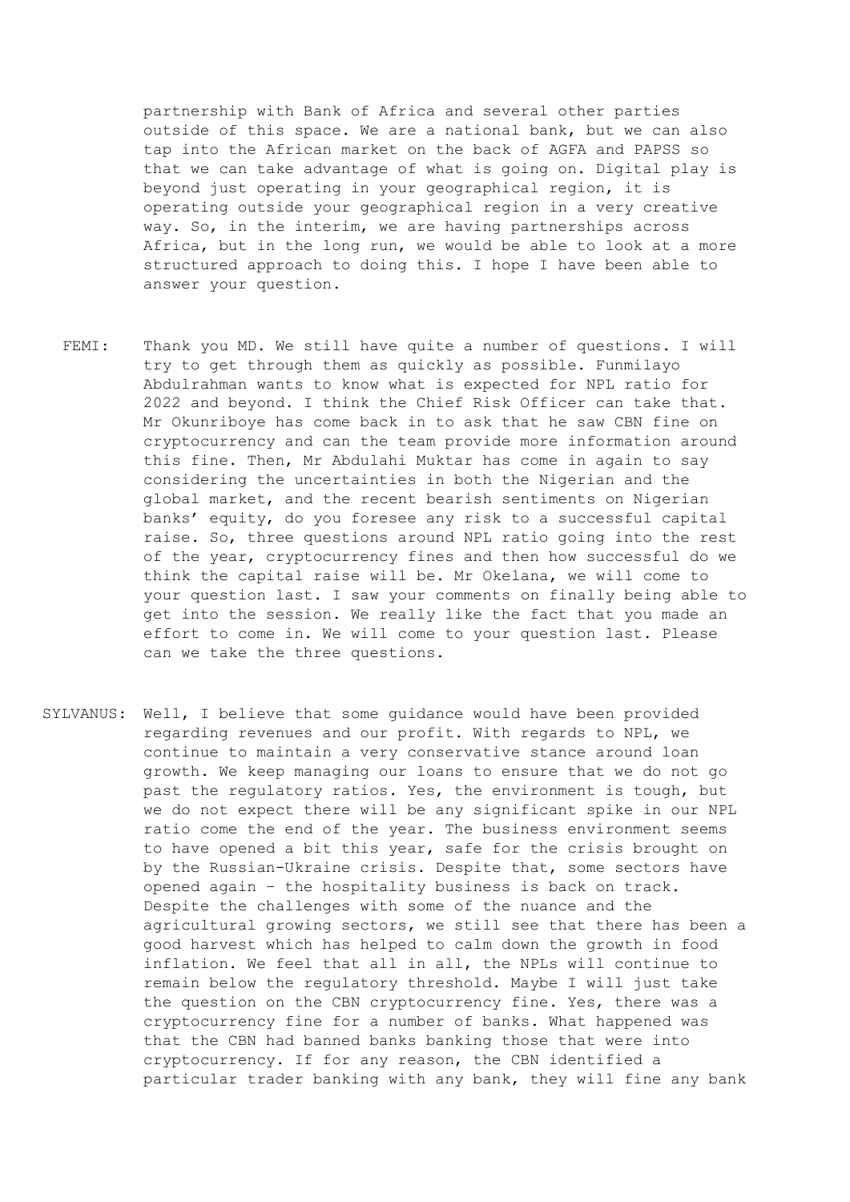partnership with Bank of Africa and several other parties outside of this space. We are a national bank, but we can also tap into the African market on the back of AGFA and PAPSS so that we can take advantage of what is going on. Digital play is beyond just operating in your geographical region, it is operating outside your geographical region in a very creative way. So, in the interim, we are having partnerships across Africa, but in the long run, we would be able to look at a more structured approach to doing this. I hope I have been able to answer your question.

**FEMI:** Thank you MD. We still have quite a number of questions. I will try to get through them as quickly as possible. Funmilayo Abdulrahman wants to know what is expected for NPL ratio for 2022 and beyond. I think the Chief Risk Officer can take that. Mr Okunriboye has come back in to ask that he saw CBN fine on cryptocurrency and can the team provide more information around this fine. Then, Mr Abdulahi Muktar has come in again to say considering the uncertainties in both the Nigerian and the global market, and the recent bearish sentiments on Nigerian banks' equity, do you foresee any risk to a successful capital raise. So, three questions around NPL ratio going into the rest of the year, cryptocurrency fines and then how successful do we think the capital raise will be. Mr Okelana, we will come to your question last. I saw your comments on finally being able to get into the session. We really like the fact that you made an effort to come in. We will come to your question last. Please can we take the three questions.

**SYLVANUS:** Well, I believe that some guidance would have been provided regarding revenues and our profit. With regards to NPL, we continue to maintain a very conservative stance around loan growth. We keep managing our loans to ensure that we do not go past the regulatory ratios. Yes, the environment is tough, but we do not expect there will be any significant spike in our NPL ratio come the end of the year. The business environment seems to have opened a bit this year, safe for the crisis brought on by the Russian-Ukraine crisis. Despite that, some sectors have opened again - the hospitality business is back on track. Despite the challenges with some of the nuance and the agricultural growing sectors, we still see that there has been a good harvest which has helped to calm down the growth in food inflation. We feel that all in all, the NPLs will continue to remain below the regulatory threshold. Maybe I will just take the question on the CBN cryptocurrency fine. Yes, there was a cryptocurrency fine for a number of banks. What happened was that the CBN had banned banks banking those that were into cryptocurrency. If for any reason, the CBN identified a particular trader banking with any bank, they will fine any bank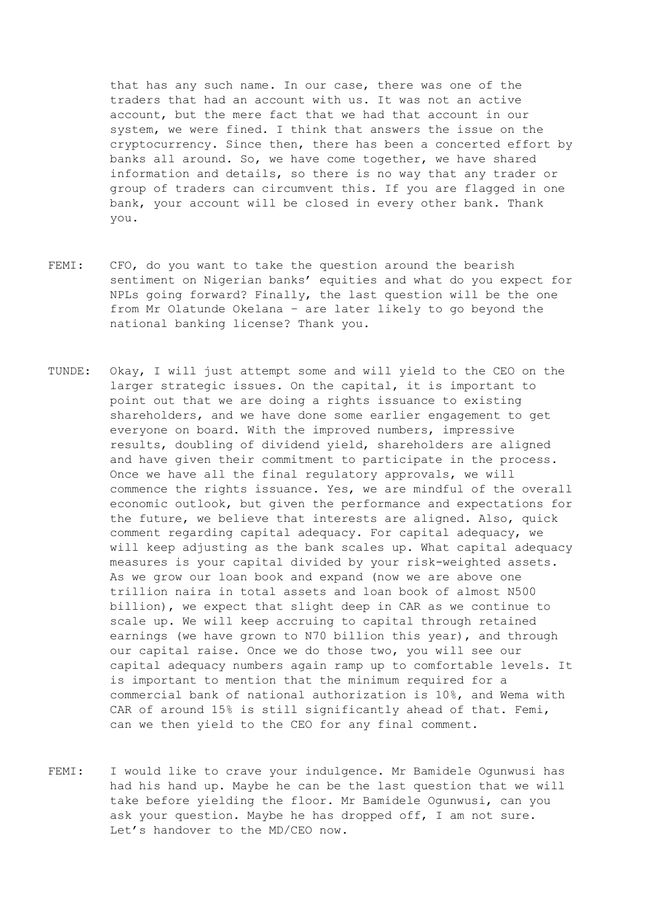that has any such name. In our case, there was one of the traders that had an account with us. It was not an active account, but the mere fact that we had that account in our system, we were fined. I think that answers the issue on the cryptocurrency. Since then, there has been a concerted effort by banks all around. So, we have come together, we have shared information and details, so there is no way that any trader or group of traders can circumvent this. If you are flagged in one bank, your account will be closed in every other bank. Thank you.

FEMI: CFO, do you want to take the question around the bearish sentiment on Nigerian banks' equities and what do you expect for NPLs going forward? Finally, the last question will be the one from Mr Olatunde Okelana – are later likely to go beyond the national banking license? Thank you.

TUNDE: Okay, I will just attempt some and will yield to the CEO on the larger strategic issues. On the capital, it is important to point out that we are doing a rights issuance to existing shareholders, and we have done some earlier engagement to get everyone on board. With the improved numbers, impressive results, doubling of dividend yield, shareholders are aligned and have given their commitment to participate in the process. Once we have all the final regulatory approvals, we will commence the rights issuance. Yes, we are mindful of the overall economic outlook, but given the performance and expectations for the future, we believe that interests are aligned. Also, quick comment regarding capital adequacy. For capital adequacy, we will keep adjusting as the bank scales up. What capital adequacy measures is your capital divided by your risk-weighted assets. As we grow our loan book and expand (now we are above one trillion naira in total assets and loan book of almost N500 billion), we expect that slight deep in CAR as we continue to scale up. We will keep accruing to capital through retained earnings (we have grown to N70 billion this year), and through our capital raise. Once we do those two, you will see our capital adequacy numbers again ramp up to comfortable levels. It is important to mention that the minimum required for a commercial bank of national authorization is 10%, and Wema with CAR of around 15% is still significantly ahead of that. Femi, can we then yield to the CEO for any final comment.

FEMI: I would like to crave your indulgence. Mr Bamidele Ogunwusi has had his hand up. Maybe he can be the last question that we will take before yielding the floor. Mr Bamidele Ogunwusi, can you ask your question. Maybe he has dropped off, I am not sure. Let's handover to the MD/CEO now.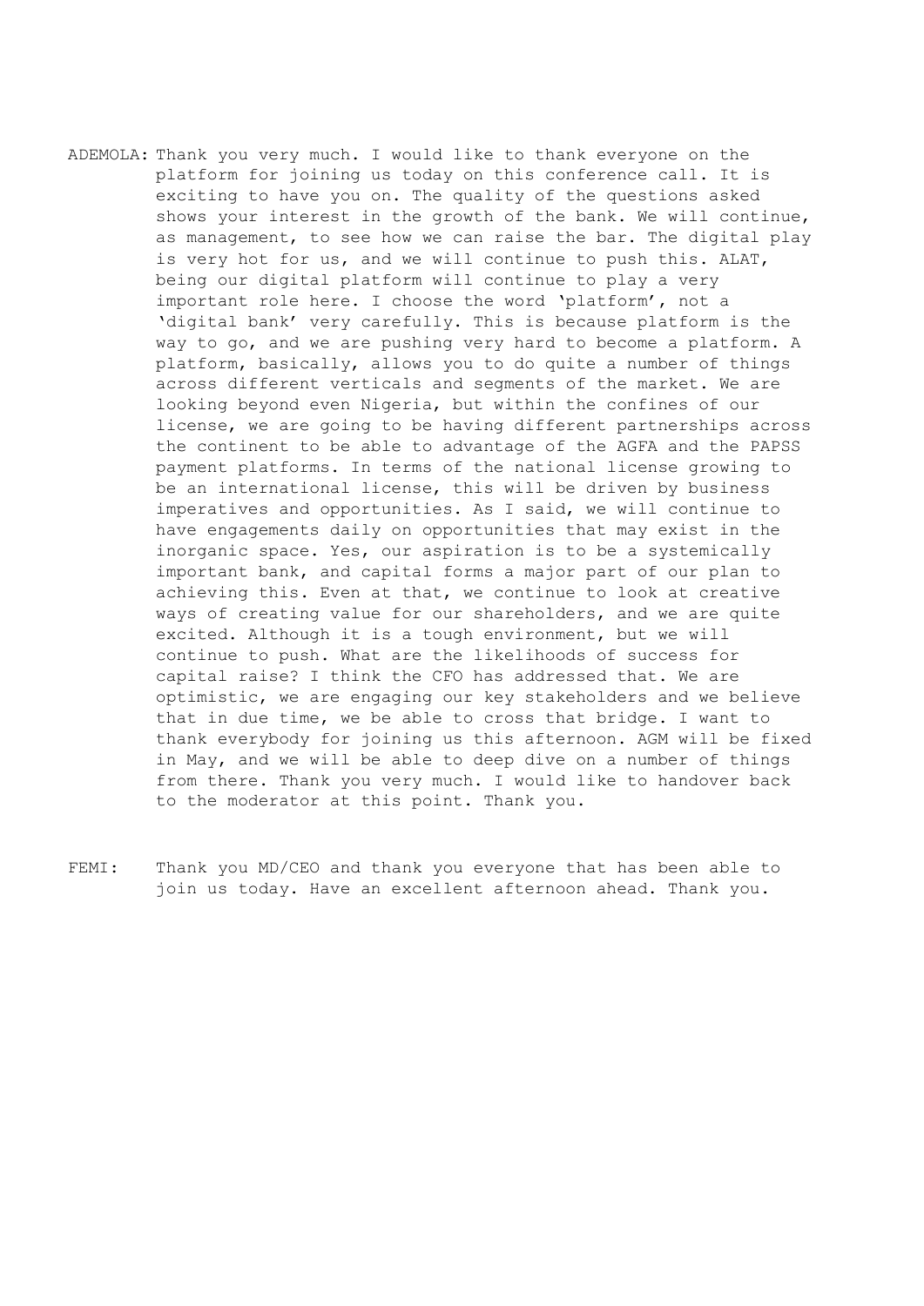ADEMOLA: Thank you very much. I would like to thank everyone on the platform for joining us today on this conference call. It is exciting to have you on. The quality of the questions asked shows your interest in the growth of the bank. We will continue, as management, to see how we can raise the bar. The digital play is very hot for us, and we will continue to push this. ALAT, being our digital platform will continue to play a very important role here. I choose the word 'platform', not a 'digital bank' very carefully. This is because platform is the way to go, and we are pushing very hard to become a platform. A platform, basically, allows you to do quite a number of things across different verticals and segments of the market. We are looking beyond even Nigeria, but within the confines of our license, we are going to be having different partnerships across the continent to be able to advantage of the AGFA and the PAPSS payment platforms. In terms of the national license growing to be an international license, this will be driven by business imperatives and opportunities. As I said, we will continue to have engagements daily on opportunities that may exist in the inorganic space. Yes, our aspiration is to be a systemically important bank, and capital forms a major part of our plan to achieving this. Even at that, we continue to look at creative ways of creating value for our shareholders, and we are quite excited. Although it is a tough environment, but we will continue to push. What are the likelihoods of success for capital raise? I think the CFO has addressed that. We are optimistic, we are engaging our key stakeholders and we believe that in due time, we be able to cross that bridge. I want to thank everybody for joining us this afternoon. AGM will be fixed in May, and we will be able to deep dive on a number of things from there. Thank you very much. I would like to handover back to the moderator at this point. Thank you.

FEMI: Thank you MD/CEO and thank you everyone that has been able to join us today. Have an excellent afternoon ahead. Thank you.